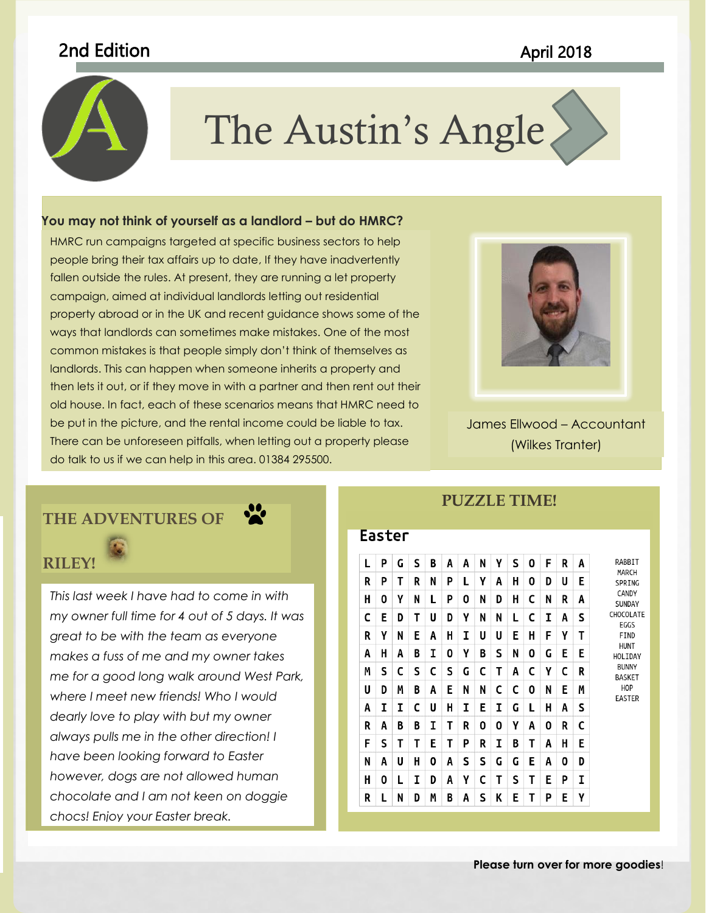2nd Edition

April 2018

# The Austin's Angle

## You may not think of yourself as a landlord – but do HMRC?

HMRC run campaigns targeted at specific business sectors to help people bring their tax affairs up to date, If they have inadvertently fallen outside the rules. At present, they are running a let property campaign, aimed at individual landlords letting out residential property abroad or in the UK and recent guidance shows some of the ways that landlords can sometimes make mistakes. One of the most common mistakes is that people simply don't think of themselves as landlords. This can happen when someone inherits a property and then lets it out, or if they move in with a partner and then rent out their old house. In fact, each of these scenarios means that HMRC need to be put in the picture, and the rental income could be liable to tax. There can be unforeseen pitfalls, when letting out a property please do talk to us if we can help in this area. 01384 295500.

James Ellwood – Accountant (Wilkes Tranter)

## THE ADVENTURES OF RILEY!

*This last week I have had to come in with my owner full time for 4 out of 5 days. It was great to be with the team as everyone makes a fuss of me and my owner takes me for a good long walk around West Park, where I meet new friends! Who I would dearly love to play with but my owner always pulls me in the other direction! I have been looking forward to Easter however, dogs are not allowed human chocolate and I am not keen on doggie chocs! Enjoy your Easter break.*

## PUZZLE TIME!

### Easter

```
L P G S B A A N Y S O F R A
R P T R N P L Y A H O D U E
H O Y N L P O N D H C N R A
C E D T U D Y N N L C I A S
R Y N E A H I U U E H F Y T
A H A B I O Y B S N O G E E
M S C S C S G C T A C Y C R
U D M B A E N N C C O N E M
A I I C U H I E I G L H A S
R A B B I T R O O Y A O R C
F S T T E T P R I B T A H E
N A U H O A S S G G E A O D
H O L I D A Y C T S T E P I
R L N D M B A S K E T P E Y
```

RABBIT
MARCH
SPRING
CANDY
SUNDAY
CHOCOLATE
EGGS
FIND
HUNT
HOLIDAY
BUNNY
BASKET
HOP
EASTER

**Please turn over for more goodies!**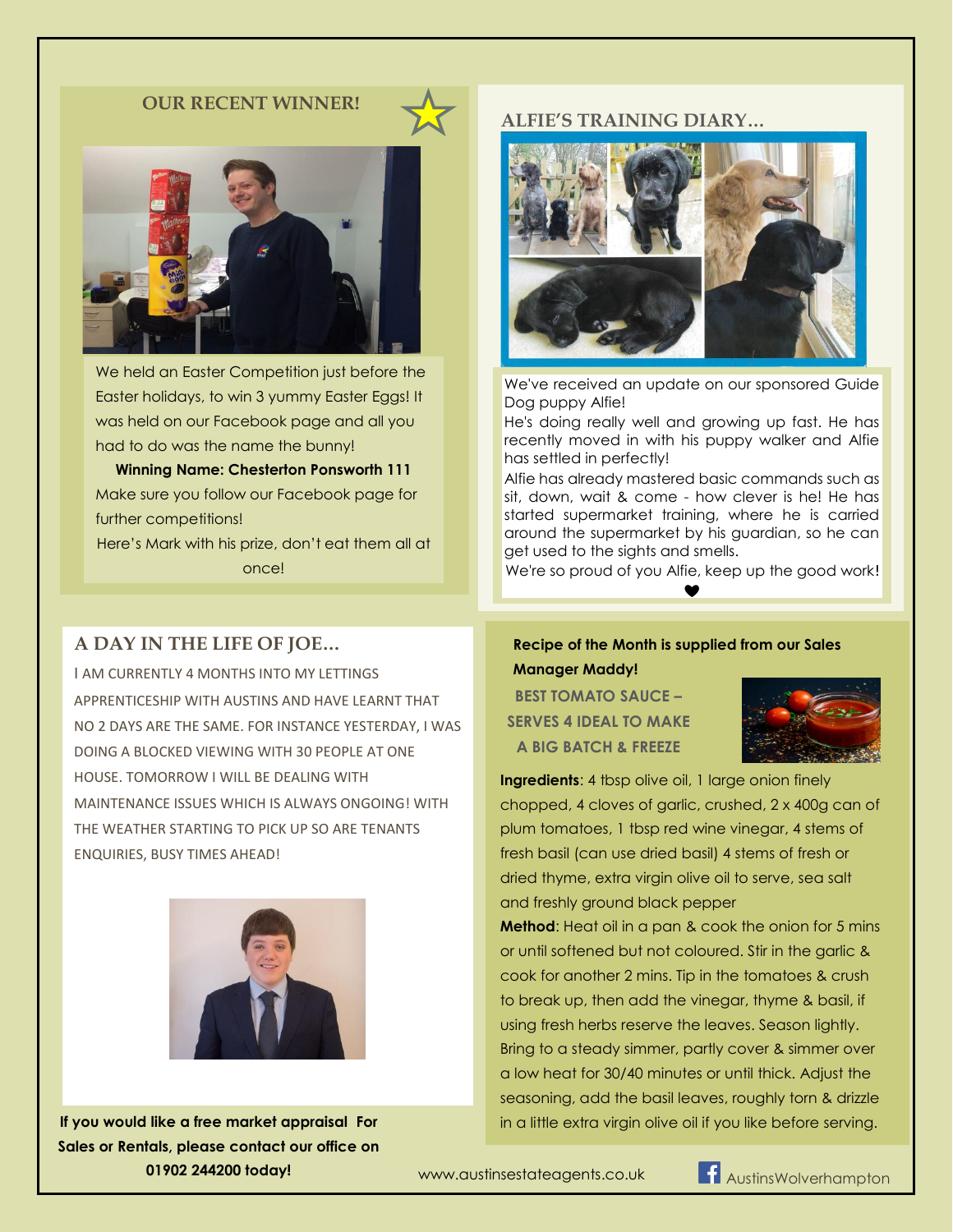## OUR RECENT WINNER!

We held an Easter Competition just before the Easter holidays, to win 3 yummy Easter Eggs! It was held on our Facebook page and all you had to do was the name the bunny!

**Winning Name: Chesterton Ponsworth 111**

Make sure you follow our Facebook page for further competitions!

Here's Mark with his prize, don't eat them all at once!

## ALFIE'S TRAINING DIARY...

We've received an update on our sponsored Guide Dog puppy Alfie!

He's doing really well and growing up fast. He has recently moved in with his puppy walker and Alfie has settled in perfectly!

Alfie has already mastered basic commands such as sit, down, wait & come - how clever is he! He has started supermarket training, where he is carried around the supermarket by his guardian, so he can get used to the sights and smells.

We're so proud of you Alfie, keep up the good work! ♥

## A DAY IN THE LIFE OF JOE...

I AM CURRENTLY 4 MONTHS INTO MY LETTINGS APPRENTICESHIP WITH AUSTINS AND HAVE LEARNT THAT NO 2 DAYS ARE THE SAME. FOR INSTANCE YESTERDAY, I WAS DOING A BLOCKED VIEWING WITH 30 PEOPLE AT ONE HOUSE. TOMORROW I WILL BE DEALING WITH MAINTENANCE ISSUES WHICH IS ALWAYS ONGOING! WITH THE WEATHER STARTING TO PICK UP SO ARE TENANTS ENQUIRIES, BUSY TIMES AHEAD!

**Recipe of the Month is supplied from our Sales Manager Maddy!**

**BEST TOMATO SAUCE – SERVES 4 IDEAL TO MAKE A BIG BATCH & FREEZE**

**Ingredients**: 4 tbsp olive oil, 1 large onion finely chopped, 4 cloves of garlic, crushed, 2 x 400g can of plum tomatoes, 1 tbsp red wine vinegar, 4 stems of fresh basil (can use dried basil) 4 stems of fresh or dried thyme, extra virgin olive oil to serve, sea salt and freshly ground black pepper

**Method**: Heat oil in a pan & cook the onion for 5 mins or until softened but not coloured. Stir in the garlic & cook for another 2 mins. Tip in the tomatoes & crush to break up, then add the vinegar, thyme & basil, if using fresh herbs reserve the leaves. Season lightly. Bring to a steady simmer, partly cover & simmer over a low heat for 30/40 minutes or until thick. Adjust the seasoning, add the basil leaves, roughly torn & drizzle in a little extra virgin olive oil if you like before serving.

**If you would like a free market appraisal For Sales or Rentals, please contact our office on 01902 244200 today!**

www.austinsestateagents.co.uk

AustinsWolverhampton